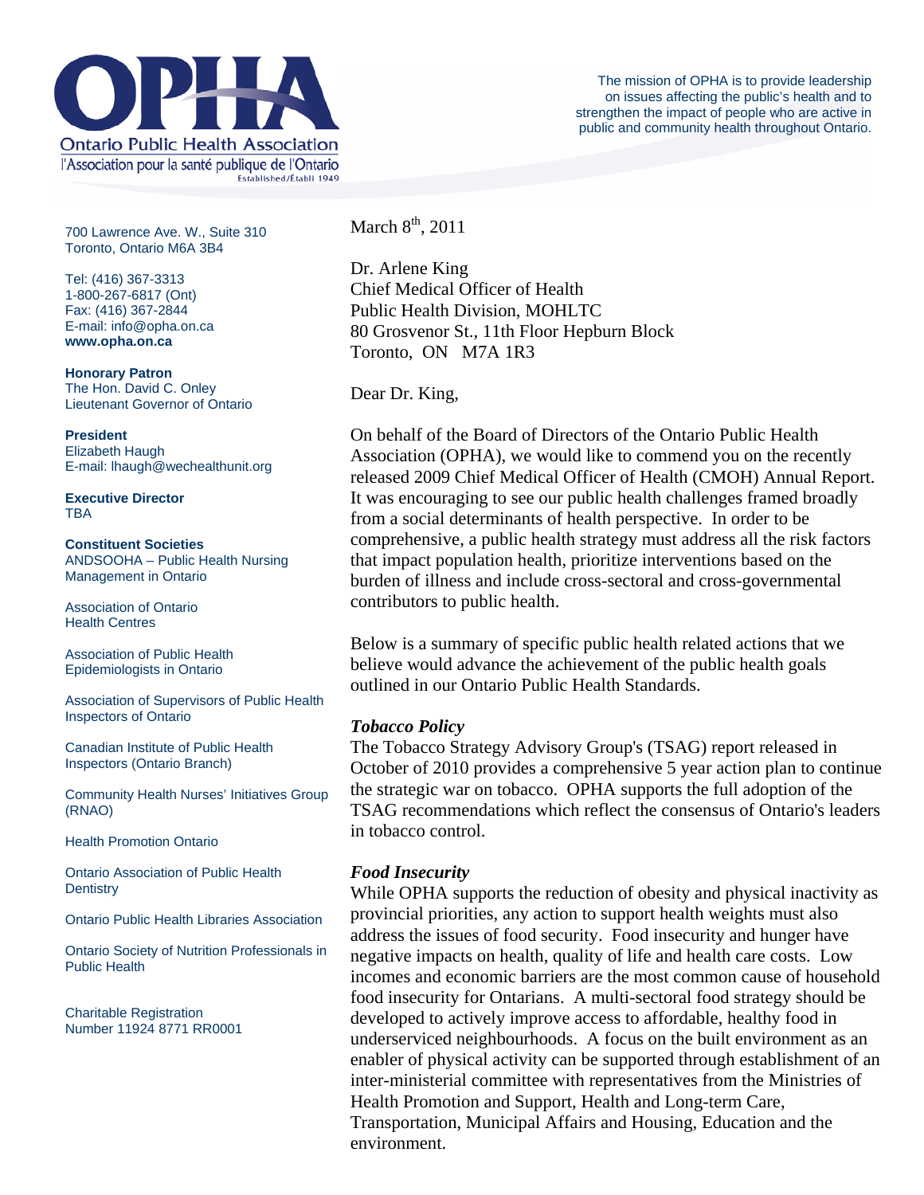# OPHA

Ontario Public Health Association

l'Association pour la santé publique de l'Ontario

Established/Établi 1949

The mission of OPHA is to provide leadership on issues affecting the public's health and to strengthen the impact of people who are active in public and community health throughout Ontario.

700 Lawrence Ave. W., Suite 310
Toronto, Ontario M6A 3B4

Tel: (416) 367-3313
1-800-267-6817 (Ont)
Fax: (416) 367-2844
E-mail: info@opha.on.ca
**www.opha.on.ca**

**Honorary Patron**
The Hon. David C. Onley
Lieutenant Governor of Ontario

**President**
Elizabeth Haugh
E-mail: lhaugh@wechealthunit.org

**Executive Director**
TBA

**Constituent Societies**

ANDSOOHA – Public Health Nursing Management in Ontario

Association of Ontario Health Centres

Association of Public Health Epidemiologists in Ontario

Association of Supervisors of Public Health Inspectors of Ontario

Canadian Institute of Public Health Inspectors (Ontario Branch)

Community Health Nurses' Initiatives Group (RNAO)

Health Promotion Ontario

Ontario Association of Public Health Dentistry

Ontario Public Health Libraries Association

Ontario Society of Nutrition Professionals in Public Health

Charitable Registration Number 11924 8771 RR0001

---

March 8th, 2011

Dr. Arlene King
Chief Medical Officer of Health
Public Health Division, MOHLTC
80 Grosvenor St., 11th Floor Hepburn Block
Toronto, ON M7A 1R3

Dear Dr. King,

On behalf of the Board of Directors of the Ontario Public Health Association (OPHA), we would like to commend you on the recently released 2009 Chief Medical Officer of Health (CMOH) Annual Report. It was encouraging to see our public health challenges framed broadly from a social determinants of health perspective. In order to be comprehensive, a public health strategy must address all the risk factors that impact population health, prioritize interventions based on the burden of illness and include cross-sectoral and cross-governmental contributors to public health.

Below is a summary of specific public health related actions that we believe would advance the achievement of the public health goals outlined in our Ontario Public Health Standards.

***Tobacco Policy***

The Tobacco Strategy Advisory Group's (TSAG) report released in October of 2010 provides a comprehensive 5 year action plan to continue the strategic war on tobacco. OPHA supports the full adoption of the TSAG recommendations which reflect the consensus of Ontario's leaders in tobacco control.

***Food Insecurity***

While OPHA supports the reduction of obesity and physical inactivity as provincial priorities, any action to support health weights must also address the issues of food security. Food insecurity and hunger have negative impacts on health, quality of life and health care costs. Low incomes and economic barriers are the most common cause of household food insecurity for Ontarians. A multi-sectoral food strategy should be developed to actively improve access to affordable, healthy food in underserviced neighbourhoods. A focus on the built environment as an enabler of physical activity can be supported through establishment of an inter-ministerial committee with representatives from the Ministries of Health Promotion and Support, Health and Long-term Care, Transportation, Municipal Affairs and Housing, Education and the environment.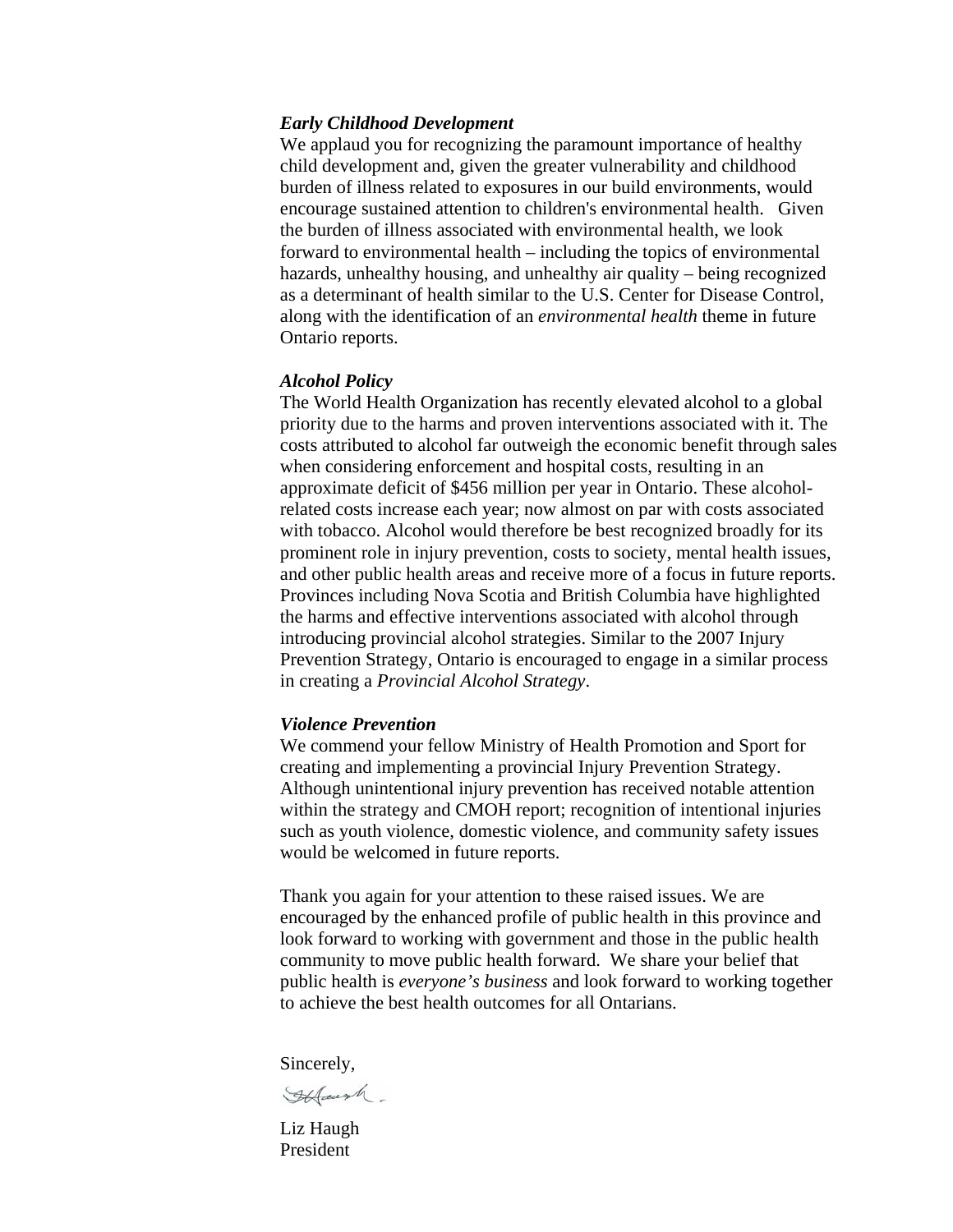***Early Childhood Development***

We applaud you for recognizing the paramount importance of healthy child development and, given the greater vulnerability and childhood burden of illness related to exposures in our build environments, would encourage sustained attention to children's environmental health. Given the burden of illness associated with environmental health, we look forward to environmental health – including the topics of environmental hazards, unhealthy housing, and unhealthy air quality – being recognized as a determinant of health similar to the U.S. Center for Disease Control, along with the identification of an *environmental health* theme in future Ontario reports.

***Alcohol Policy***

The World Health Organization has recently elevated alcohol to a global priority due to the harms and proven interventions associated with it. The costs attributed to alcohol far outweigh the economic benefit through sales when considering enforcement and hospital costs, resulting in an approximate deficit of $456 million per year in Ontario. These alcohol-related costs increase each year; now almost on par with costs associated with tobacco. Alcohol would therefore be best recognized broadly for its prominent role in injury prevention, costs to society, mental health issues, and other public health areas and receive more of a focus in future reports. Provinces including Nova Scotia and British Columbia have highlighted the harms and effective interventions associated with alcohol through introducing provincial alcohol strategies. Similar to the 2007 Injury Prevention Strategy, Ontario is encouraged to engage in a similar process in creating a *Provincial Alcohol Strategy*.

***Violence Prevention***

We commend your fellow Ministry of Health Promotion and Sport for creating and implementing a provincial Injury Prevention Strategy. Although unintentional injury prevention has received notable attention within the strategy and CMOH report; recognition of intentional injuries such as youth violence, domestic violence, and community safety issues would be welcomed in future reports.

Thank you again for your attention to these raised issues. We are encouraged by the enhanced profile of public health in this province and look forward to working with government and those in the public health community to move public health forward. We share your belief that public health is *everyone's business* and look forward to working together to achieve the best health outcomes for all Ontarians.

Sincerely,

Liz Haugh
President